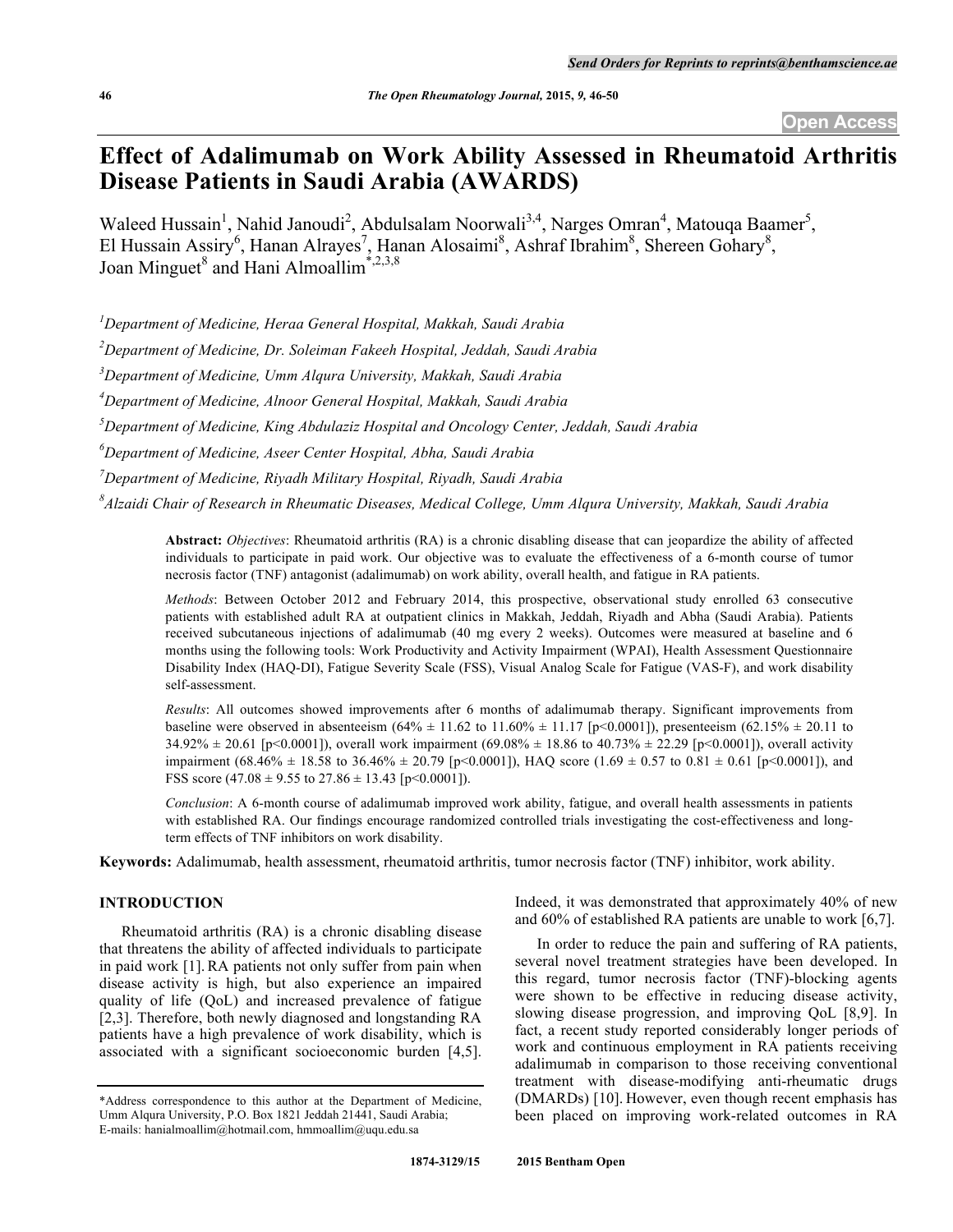Open Access

# Effect of Adalimumab on Work Ability Assessed in Rheumatoid Arthritis Disease Patients in Saudi Arabia (AWARDS)

Waleed Hussain[1], Nahid Janoudi[2], Abdulsalam Noorwali[3,4], Narges Omran[4], Matouqa Baamer[5], El Hussain Assiry[6], Hanan Alrayes[7], Hanan Alosaimi[8], Ashraf Ibrahim[8], Shereen Gohary[8], Joan Minguet[8] and Hani Almoallim*[,2,3,8]

[1]*Department of Medicine, Heraa General Hospital, Makkah, Saudi Arabia*

[2]*Department of Medicine, Dr. Soleiman Fakeeh Hospital, Jeddah, Saudi Arabia*

[3]*Department of Medicine, Umm Alqura University, Makkah, Saudi Arabia*

[4]*Department of Medicine, Alnoor General Hospital, Makkah, Saudi Arabia*

[5]*Department of Medicine, King Abdulaziz Hospital and Oncology Center, Jeddah, Saudi Arabia*

[6]*Department of Medicine, Aseer Center Hospital, Abha, Saudi Arabia*

[7]*Department of Medicine, Riyadh Military Hospital, Riyadh, Saudi Arabia*

[8]*Alzaidi Chair of Research in Rheumatic Diseases, Medical College, Umm Alqura University, Makkah, Saudi Arabia*

**Abstract:** *Objectives*: Rheumatoid arthritis (RA) is a chronic disabling disease that can jeopardize the ability of affected individuals to participate in paid work. Our objective was to evaluate the effectiveness of a 6-month course of tumor necrosis factor (TNF) antagonist (adalimumab) on work ability, overall health, and fatigue in RA patients.

*Methods*: Between October 2012 and February 2014, this prospective, observational study enrolled 63 consecutive patients with established adult RA at outpatient clinics in Makkah, Jeddah, Riyadh and Abha (Saudi Arabia). Patients received subcutaneous injections of adalimumab (40 mg every 2 weeks). Outcomes were measured at baseline and 6 months using the following tools: Work Productivity and Activity Impairment (WPAI), Health Assessment Questionnaire Disability Index (HAQ-DI), Fatigue Severity Scale (FSS), Visual Analog Scale for Fatigue (VAS-F), and work disability self-assessment.

*Results*: All outcomes showed improvements after 6 months of adalimumab therapy. Significant improvements from baseline were observed in absenteeism (64% ± 11.62 to 11.60% ± 11.17 [$p<0.0001$]), presenteeism (62.15% ± 20.11 to 34.92% ± 20.61 [$p<0.0001$]), overall work impairment (69.08% ± 18.86 to 40.73% ± 22.29 [$p<0.0001$]), overall activity impairment (68.46% ± 18.58 to 36.46% ± 20.79 [$p<0.0001$]), HAQ score (1.69 ± 0.57 to 0.81 ± 0.61 [$p<0.0001$]), and FSS score (47.08 ± 9.55 to 27.86 ± 13.43 [$p<0.0001$]).

*Conclusion*: A 6-month course of adalimumab improved work ability, fatigue, and overall health assessments in patients with established RA. Our findings encourage randomized controlled trials investigating the cost-effectiveness and long-term effects of TNF inhibitors on work disability.

**Keywords:** Adalimumab, health assessment, rheumatoid arthritis, tumor necrosis factor (TNF) inhibitor, work ability.

## INTRODUCTION

Rheumatoid arthritis (RA) is a chronic disabling disease that threatens the ability of affected individuals to participate in paid work [1]. RA patients not only suffer from pain when disease activity is high, but also experience an impaired quality of life (QoL) and increased prevalence of fatigue [2,3]. Therefore, both newly diagnosed and longstanding RA patients have a high prevalence of work disability, which is associated with a significant socioeconomic burden [4,5]. Indeed, it was demonstrated that approximately 40% of new and 60% of established RA patients are unable to work [6,7].

In order to reduce the pain and suffering of RA patients, several novel treatment strategies have been developed. In this regard, tumor necrosis factor (TNF)-blocking agents were shown to be effective in reducing disease activity, slowing disease progression, and improving QoL [8,9]. In fact, a recent study reported considerably longer periods of work and continuous employment in RA patients receiving adalimumab in comparison to those receiving conventional treatment with disease-modifying anti-rheumatic drugs (DMARDs) [10]. However, even though recent emphasis has been placed on improving work-related outcomes in RA

*Address correspondence to this author at the Department of Medicine, Umm Alqura University, P.O. Box 1821 Jeddah 21441, Saudi Arabia; E-mails: hanialmoallim@hotmail.com, hmmoallim@uqu.edu.sa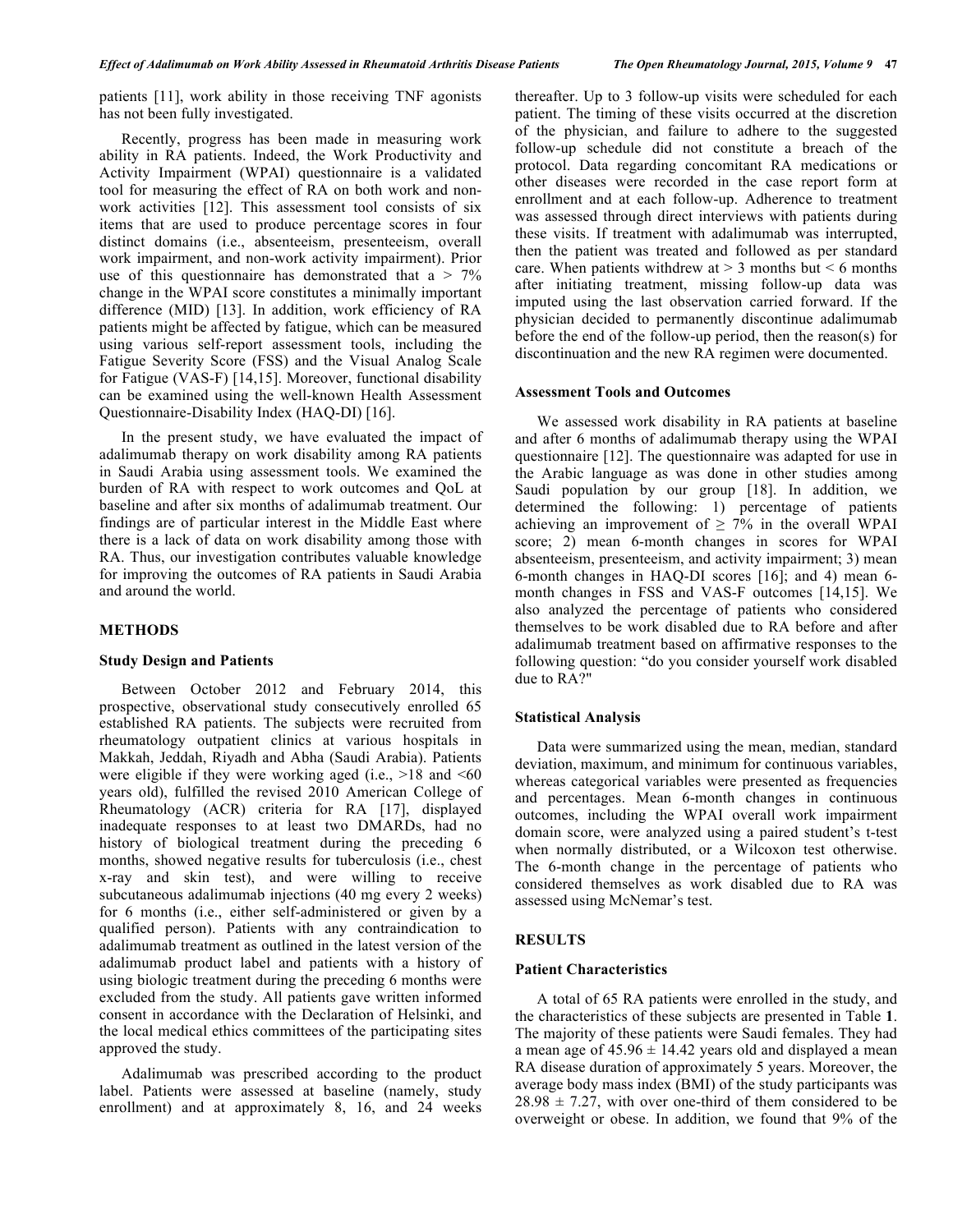patients [11], work ability in those receiving TNF agonists has not been fully investigated.

Recently, progress has been made in measuring work ability in RA patients. Indeed, the Work Productivity and Activity Impairment (WPAI) questionnaire is a validated tool for measuring the effect of RA on both work and non-work activities [12]. This assessment tool consists of six items that are used to produce percentage scores in four distinct domains (i.e., absenteeism, presenteeism, overall work impairment, and non-work activity impairment). Prior use of this questionnaire has demonstrated that a > 7% change in the WPAI score constitutes a minimally important difference (MID) [13]. In addition, work efficiency of RA patients might be affected by fatigue, which can be measured using various self-report assessment tools, including the Fatigue Severity Score (FSS) and the Visual Analog Scale for Fatigue (VAS-F) [14,15]. Moreover, functional disability can be examined using the well-known Health Assessment Questionnaire-Disability Index (HAQ-DI) [16].

In the present study, we have evaluated the impact of adalimumab therapy on work disability among RA patients in Saudi Arabia using assessment tools. We examined the burden of RA with respect to work outcomes and QoL at baseline and after six months of adalimumab treatment. Our findings are of particular interest in the Middle East where there is a lack of data on work disability among those with RA. Thus, our investigation contributes valuable knowledge for improving the outcomes of RA patients in Saudi Arabia and around the world.

## METHODS

### Study Design and Patients

Between October 2012 and February 2014, this prospective, observational study consecutively enrolled 65 established RA patients. The subjects were recruited from rheumatology outpatient clinics at various hospitals in Makkah, Jeddah, Riyadh and Abha (Saudi Arabia). Patients were eligible if they were working aged (i.e., >18 and <60 years old), fulfilled the revised 2010 American College of Rheumatology (ACR) criteria for RA [17], displayed inadequate responses to at least two DMARDs, had no history of biological treatment during the preceding 6 months, showed negative results for tuberculosis (i.e., chest x-ray and skin test), and were willing to receive subcutaneous adalimumab injections (40 mg every 2 weeks) for 6 months (i.e., either self-administered or given by a qualified person). Patients with any contraindication to adalimumab treatment as outlined in the latest version of the adalimumab product label and patients with a history of using biologic treatment during the preceding 6 months were excluded from the study. All patients gave written informed consent in accordance with the Declaration of Helsinki, and the local medical ethics committees of the participating sites approved the study.

Adalimumab was prescribed according to the product label. Patients were assessed at baseline (namely, study enrollment) and at approximately 8, 16, and 24 weeks thereafter. Up to 3 follow-up visits were scheduled for each patient. The timing of these visits occurred at the discretion of the physician, and failure to adhere to the suggested follow-up schedule did not constitute a breach of the protocol. Data regarding concomitant RA medications or other diseases were recorded in the case report form at enrollment and at each follow-up. Adherence to treatment was assessed through direct interviews with patients during these visits. If treatment with adalimumab was interrupted, then the patient was treated and followed as per standard care. When patients withdrew at > 3 months but < 6 months after initiating treatment, missing follow-up data was imputed using the last observation carried forward. If the physician decided to permanently discontinue adalimumab before the end of the follow-up period, then the reason(s) for discontinuation and the new RA regimen were documented.

### Assessment Tools and Outcomes

We assessed work disability in RA patients at baseline and after 6 months of adalimumab therapy using the WPAI questionnaire [12]. The questionnaire was adapted for use in the Arabic language as was done in other studies among Saudi population by our group [18]. In addition, we determined the following: 1) percentage of patients achieving an improvement of ≥ 7% in the overall WPAI score; 2) mean 6-month changes in scores for WPAI absenteeism, presenteeism, and activity impairment; 3) mean 6-month changes in HAQ-DI scores [16]; and 4) mean 6-month changes in FSS and VAS-F outcomes [14,15]. We also analyzed the percentage of patients who considered themselves to be work disabled due to RA before and after adalimumab treatment based on affirmative responses to the following question: "do you consider yourself work disabled due to RA?"

### Statistical Analysis

Data were summarized using the mean, median, standard deviation, maximum, and minimum for continuous variables, whereas categorical variables were presented as frequencies and percentages. Mean 6-month changes in continuous outcomes, including the WPAI overall work impairment domain score, were analyzed using a paired student's t-test when normally distributed, or a Wilcoxon test otherwise. The 6-month change in the percentage of patients who considered themselves as work disabled due to RA was assessed using McNemar's test.

## RESULTS

### Patient Characteristics

A total of 65 RA patients were enrolled in the study, and the characteristics of these subjects are presented in Table **1**. The majority of these patients were Saudi females. They had a mean age of 45.96 ± 14.42 years old and displayed a mean RA disease duration of approximately 5 years. Moreover, the average body mass index (BMI) of the study participants was 28.98 ± 7.27, with over one-third of them considered to be overweight or obese. In addition, we found that 9% of the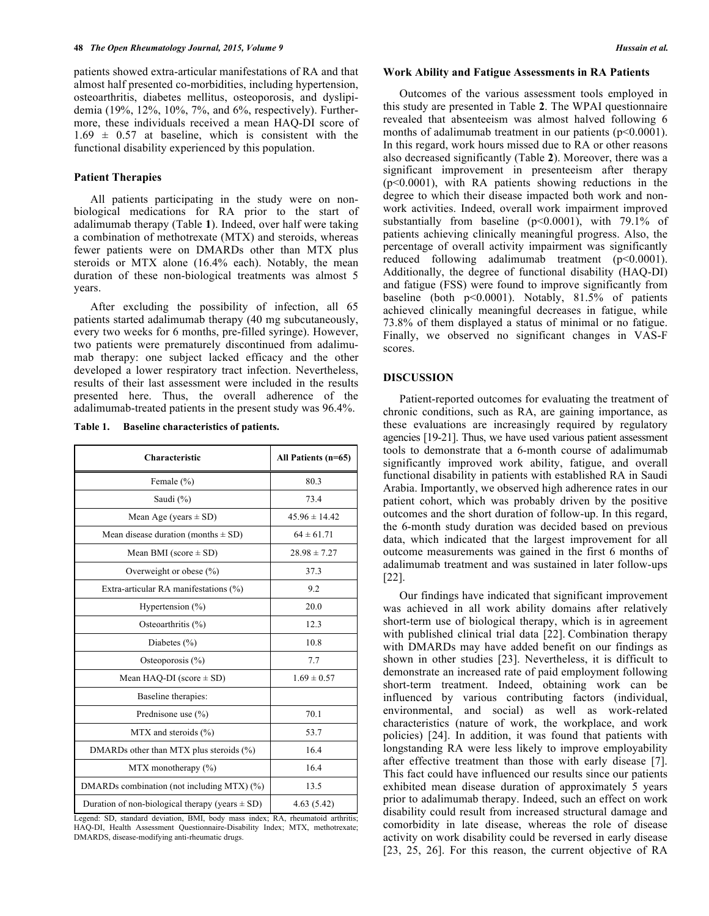patients showed extra-articular manifestations of RA and that almost half presented co-morbidities, including hypertension, osteoarthritis, diabetes mellitus, osteoporosis, and dyslipidemia (19%, 12%, 10%, 7%, and 6%, respectively). Furthermore, these individuals received a mean HAQ-DI score of 1.69 ± 0.57 at baseline, which is consistent with the functional disability experienced by this population.

### Patient Therapies

All patients participating in the study were on non-biological medications for RA prior to the start of adalimumab therapy (Table **1**). Indeed, over half were taking a combination of methotrexate (MTX) and steroids, whereas fewer patients were on DMARDs other than MTX plus steroids or MTX alone (16.4% each). Notably, the mean duration of these non-biological treatments was almost 5 years.

After excluding the possibility of infection, all 65 patients started adalimumab therapy (40 mg subcutaneously, every two weeks for 6 months, pre-filled syringe). However, two patients were prematurely discontinued from adalimumab therapy: one subject lacked efficacy and the other developed a lower respiratory tract infection. Nevertheless, results of their last assessment were included in the results presented here. Thus, the overall adherence of the adalimumab-treated patients in the present study was 96.4%.

**Table 1. Baseline characteristics of patients.**

| Characteristic | All Patients (n=65) |
|---|---|
| Female (%) | 80.3 |
| Saudi (%) | 73.4 |
| Mean Age (years ± SD) | 45.96 ± 14.42 |
| Mean disease duration (months ± SD) | 64 ± 61.71 |
| Mean BMI (score ± SD) | 28.98 ± 7.27 |
| Overweight or obese (%) | 37.3 |
| Extra-articular RA manifestations (%) | 9.2 |
| Hypertension (%) | 20.0 |
| Osteoarthritis (%) | 12.3 |
| Diabetes (%) | 10.8 |
| Osteoporosis (%) | 7.7 |
| Mean HAQ-DI (score ± SD) | 1.69 ± 0.57 |
| Baseline therapies: | |
| Prednisone use (%) | 70.1 |
| MTX and steroids (%) | 53.7 |
| DMARDs other than MTX plus steroids (%) | 16.4 |
| MTX monotherapy (%) | 16.4 |
| DMARDs combination (not including MTX) (%) | 13.5 |
| Duration of non-biological therapy (years ± SD) | 4.63 (5.42) |

Legend: SD, standard deviation, BMI, body mass index; RA, rheumatoid arthritis; HAQ-DI, Health Assessment Questionnaire-Disability Index; MTX, methotrexate; DMARDS, disease-modifying anti-rheumatic drugs.

### Work Ability and Fatigue Assessments in RA Patients

Outcomes of the various assessment tools employed in this study are presented in Table **2**. The WPAI questionnaire revealed that absenteeism was almost halved following 6 months of adalimumab treatment in our patients ($p<0.0001$). In this regard, work hours missed due to RA or other reasons also decreased significantly (Table **2**). Moreover, there was a significant improvement in presenteeism after therapy ($p<0.0001$), with RA patients showing reductions in the degree to which their disease impacted both work and non-work activities. Indeed, overall work impairment improved substantially from baseline ($p<0.0001$), with 79.1% of patients achieving clinically meaningful progress. Also, the percentage of overall activity impairment was significantly reduced following adalimumab treatment ($p<0.0001$). Additionally, the degree of functional disability (HAQ-DI) and fatigue (FSS) were found to improve significantly from baseline (both $p<0.0001$). Notably, 81.5% of patients achieved clinically meaningful decreases in fatigue, while 73.8% of them displayed a status of minimal or no fatigue. Finally, we observed no significant changes in VAS-F scores.

## DISCUSSION

Patient-reported outcomes for evaluating the treatment of chronic conditions, such as RA, are gaining importance, as these evaluations are increasingly required by regulatory agencies [19-21]. Thus, we have used various patient assessment tools to demonstrate that a 6-month course of adalimumab significantly improved work ability, fatigue, and overall functional disability in patients with established RA in Saudi Arabia. Importantly, we observed high adherence rates in our patient cohort, which was probably driven by the positive outcomes and the short duration of follow-up. In this regard, the 6-month study duration was decided based on previous data, which indicated that the largest improvement for all outcome measurements was gained in the first 6 months of adalimumab treatment and was sustained in later follow-ups [22].

Our findings have indicated that significant improvement was achieved in all work ability domains after relatively short-term use of biological therapy, which is in agreement with published clinical trial data [22]. Combination therapy with DMARDs may have added benefit on our findings as shown in other studies [23]. Nevertheless, it is difficult to demonstrate an increased rate of paid employment following short-term treatment. Indeed, obtaining work can be influenced by various contributing factors (individual, environmental, and social) as well as work-related characteristics (nature of work, the workplace, and work policies) [24]. In addition, it was found that patients with longstanding RA were less likely to improve employability after effective treatment than those with early disease [7]. This fact could have influenced our results since our patients exhibited mean disease duration of approximately 5 years prior to adalimumab therapy. Indeed, such an effect on work disability could result from increased structural damage and comorbidity in late disease, whereas the role of disease activity on work disability could be reversed in early disease [23, 25, 26]. For this reason, the current objective of RA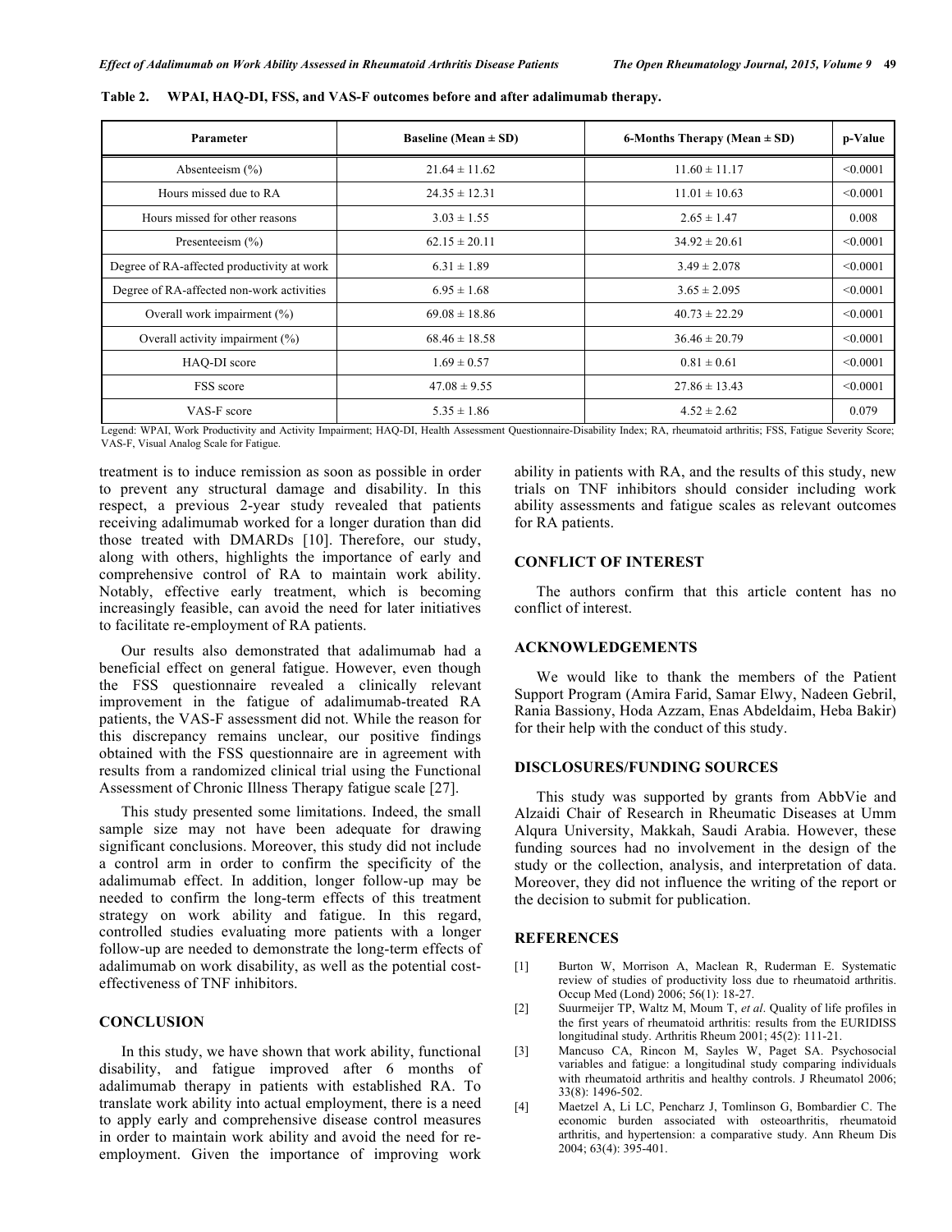**Table 2. WPAI, HAQ-DI, FSS, and VAS-F outcomes before and after adalimumab therapy.**

| Parameter | Baseline (Mean ± SD) | 6-Months Therapy (Mean ± SD) | p-Value |
|---|---|---|---|
| Absenteeism (%) | 21.64 ± 11.62 | 11.60 ± 11.17 | <0.0001 |
| Hours missed due to RA | 24.35 ± 12.31 | 11.01 ± 10.63 | <0.0001 |
| Hours missed for other reasons | 3.03 ± 1.55 | 2.65 ± 1.47 | 0.008 |
| Presenteeism (%) | 62.15 ± 20.11 | 34.92 ± 20.61 | <0.0001 |
| Degree of RA-affected productivity at work | 6.31 ± 1.89 | 3.49 ± 2.078 | <0.0001 |
| Degree of RA-affected non-work activities | 6.95 ± 1.68 | 3.65 ± 2.095 | <0.0001 |
| Overall work impairment (%) | 69.08 ± 18.86 | 40.73 ± 22.29 | <0.0001 |
| Overall activity impairment (%) | 68.46 ± 18.58 | 36.46 ± 20.79 | <0.0001 |
| HAQ-DI score | 1.69 ± 0.57 | 0.81 ± 0.61 | <0.0001 |
| FSS score | 47.08 ± 9.55 | 27.86 ± 13.43 | <0.0001 |
| VAS-F score | 5.35 ± 1.86 | 4.52 ± 2.62 | 0.079 |

Legend: WPAI, Work Productivity and Activity Impairment; HAQ-DI, Health Assessment Questionnaire-Disability Index; RA, rheumatoid arthritis; FSS, Fatigue Severity Score; VAS-F, Visual Analog Scale for Fatigue.

treatment is to induce remission as soon as possible in order to prevent any structural damage and disability. In this respect, a previous 2-year study revealed that patients receiving adalimumab worked for a longer duration than did those treated with DMARDs [10]. Therefore, our study, along with others, highlights the importance of early and comprehensive control of RA to maintain work ability. Notably, effective early treatment, which is becoming increasingly feasible, can avoid the need for later initiatives to facilitate re-employment of RA patients.

Our results also demonstrated that adalimumab had a beneficial effect on general fatigue. However, even though the FSS questionnaire revealed a clinically relevant improvement in the fatigue of adalimumab-treated RA patients, the VAS-F assessment did not. While the reason for this discrepancy remains unclear, our positive findings obtained with the FSS questionnaire are in agreement with results from a randomized clinical trial using the Functional Assessment of Chronic Illness Therapy fatigue scale [27].

This study presented some limitations. Indeed, the small sample size may not have been adequate for drawing significant conclusions. Moreover, this study did not include a control arm in order to confirm the specificity of the adalimumab effect. In addition, longer follow-up may be needed to confirm the long-term effects of this treatment strategy on work ability and fatigue. In this regard, controlled studies evaluating more patients with a longer follow-up are needed to demonstrate the long-term effects of adalimumab on work disability, as well as the potential cost-effectiveness of TNF inhibitors.

## CONCLUSION

In this study, we have shown that work ability, functional disability, and fatigue improved after 6 months of adalimumab therapy in patients with established RA. To translate work ability into actual employment, there is a need to apply early and comprehensive disease control measures in order to maintain work ability and avoid the need for re-employment. Given the importance of improving work ability in patients with RA, and the results of this study, new trials on TNF inhibitors should consider including work ability assessments and fatigue scales as relevant outcomes for RA patients.

## CONFLICT OF INTEREST

The authors confirm that this article content has no conflict of interest.

## ACKNOWLEDGEMENTS

We would like to thank the members of the Patient Support Program (Amira Farid, Samar Elwy, Nadeen Gebril, Rania Bassiony, Hoda Azzam, Enas Abdeldaim, Heba Bakir) for their help with the conduct of this study.

## DISCLOSURES/FUNDING SOURCES

This study was supported by grants from AbbVie and Alzaidi Chair of Research in Rheumatic Diseases at Umm Alqura University, Makkah, Saudi Arabia. However, these funding sources had no involvement in the design of the study or the collection, analysis, and interpretation of data. Moreover, they did not influence the writing of the report or the decision to submit for publication.

## REFERENCES

[1] Burton W, Morrison A, Maclean R, Ruderman E. Systematic review of studies of productivity loss due to rheumatoid arthritis. Occup Med (Lond) 2006; 56(1): 18-27.

[2] Suurmeijer TP, Waltz M, Moum T, *et al*. Quality of life profiles in the first years of rheumatoid arthritis: results from the EURIDISS longitudinal study. Arthritis Rheum 2001; 45(2): 111-21.

[3] Mancuso CA, Rincon M, Sayles W, Paget SA. Psychosocial variables and fatigue: a longitudinal study comparing individuals with rheumatoid arthritis and healthy controls. J Rheumatol 2006; 33(8): 1496-502.

[4] Maetzel A, Li LC, Pencharz J, Tomlinson G, Bombardier C. The economic burden associated with osteoarthritis, rheumatoid arthritis, and hypertension: a comparative study. Ann Rheum Dis 2004; 63(4): 395-401.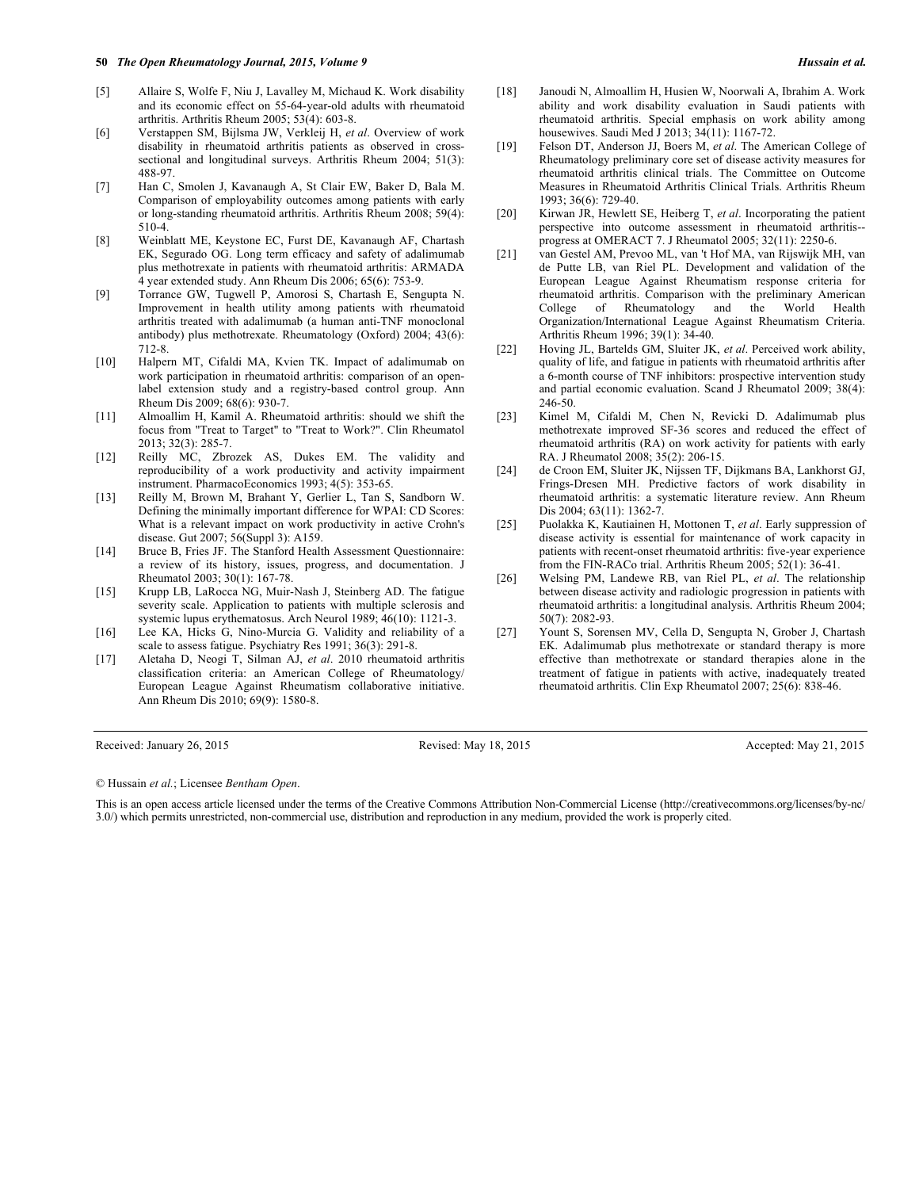[5] Allaire S, Wolfe F, Niu J, Lavalley M, Michaud K. Work disability and its economic effect on 55-64-year-old adults with rheumatoid arthritis. Arthritis Rheum 2005; 53(4): 603-8.

[6] Verstappen SM, Bijlsma JW, Verkleij H, *et al*. Overview of work disability in rheumatoid arthritis patients as observed in cross-sectional and longitudinal surveys. Arthritis Rheum 2004; 51(3): 488-97.

[7] Han C, Smolen J, Kavanaugh A, St Clair EW, Baker D, Bala M. Comparison of employability outcomes among patients with early or long-standing rheumatoid arthritis. Arthritis Rheum 2008; 59(4): 510-4.

[8] Weinblatt ME, Keystone EC, Furst DE, Kavanaugh AF, Chartash EK, Segurado OG. Long term efficacy and safety of adalimumab plus methotrexate in patients with rheumatoid arthritis: ARMADA 4 year extended study. Ann Rheum Dis 2006; 65(6): 753-9.

[9] Torrance GW, Tugwell P, Amorosi S, Chartash E, Sengupta N. Improvement in health utility among patients with rheumatoid arthritis treated with adalimumab (a human anti-TNF monoclonal antibody) plus methotrexate. Rheumatology (Oxford) 2004; 43(6): 712-8.

[10] Halpern MT, Cifaldi MA, Kvien TK. Impact of adalimumab on work participation in rheumatoid arthritis: comparison of an open-label extension study and a registry-based control group. Ann Rheum Dis 2009; 68(6): 930-7.

[11] Almoallim H, Kamil A. Rheumatoid arthritis: should we shift the focus from "Treat to Target" to "Treat to Work?". Clin Rheumatol 2013; 32(3): 285-7.

[12] Reilly MC, Zbrozek AS, Dukes EM. The validity and reproducibility of a work productivity and activity impairment instrument. PharmacoEconomics 1993; 4(5): 353-65.

[13] Reilly M, Brown M, Brahant Y, Gerlier L, Tan S, Sandborn W. Defining the minimally important difference for WPAI: CD Scores: What is a relevant impact on work productivity in active Crohn's disease. Gut 2007; 56(Suppl 3): A159.

[14] Bruce B, Fries JF. The Stanford Health Assessment Questionnaire: a review of its history, issues, progress, and documentation. J Rheumatol 2003; 30(1): 167-78.

[15] Krupp LB, LaRocca NG, Muir-Nash J, Steinberg AD. The fatigue severity scale. Application to patients with multiple sclerosis and systemic lupus erythematosus. Arch Neurol 1989; 46(10): 1121-3.

[16] Lee KA, Hicks G, Nino-Murcia G. Validity and reliability of a scale to assess fatigue. Psychiatry Res 1991; 36(3): 291-8.

[17] Aletaha D, Neogi T, Silman AJ, *et al*. 2010 rheumatoid arthritis classification criteria: an American College of Rheumatology/ European League Against Rheumatism collaborative initiative. Ann Rheum Dis 2010; 69(9): 1580-8.

[18] Janoudi N, Almoallim H, Husien W, Noorwali A, Ibrahim A. Work ability and work disability evaluation in Saudi patients with rheumatoid arthritis. Special emphasis on work ability among housewives. Saudi Med J 2013; 34(11): 1167-72.

[19] Felson DT, Anderson JJ, Boers M, *et al*. The American College of Rheumatology preliminary core set of disease activity measures for rheumatoid arthritis clinical trials. The Committee on Outcome Measures in Rheumatoid Arthritis Clinical Trials. Arthritis Rheum 1993; 36(6): 729-40.

[20] Kirwan JR, Hewlett SE, Heiberg T, *et al*. Incorporating the patient perspective into outcome assessment in rheumatoid arthritis--progress at OMERACT 7. J Rheumatol 2005; 32(11): 2250-6.

[21] van Gestel AM, Prevoo ML, van 't Hof MA, van Rijswijk MH, van de Putte LB, van Riel PL. Development and validation of the European League Against Rheumatism response criteria for rheumatoid arthritis. Comparison with the preliminary American College of Rheumatology and the World Health Organization/International League Against Rheumatism Criteria. Arthritis Rheum 1996; 39(1): 34-40.

[22] Hoving JL, Bartelds GM, Sluiter JK, *et al*. Perceived work ability, quality of life, and fatigue in patients with rheumatoid arthritis after a 6-month course of TNF inhibitors: prospective intervention study and partial economic evaluation. Scand J Rheumatol 2009; 38(4): 246-50.

[23] Kimel M, Cifaldi M, Chen N, Revicki D. Adalimumab plus methotrexate improved SF-36 scores and reduced the effect of rheumatoid arthritis (RA) on work activity for patients with early RA. J Rheumatol 2008; 35(2): 206-15.

[24] de Croon EM, Sluiter JK, Nijssen TF, Dijkmans BA, Lankhorst GJ, Frings-Dresen MH. Predictive factors of work disability in rheumatoid arthritis: a systematic literature review. Ann Rheum Dis 2004; 63(11): 1362-7.

[25] Puolakka K, Kautiainen H, Mottonen T, *et al*. Early suppression of disease activity is essential for maintenance of work capacity in patients with recent-onset rheumatoid arthritis: five-year experience from the FIN-RACo trial. Arthritis Rheum 2005; 52(1): 36-41.

[26] Welsing PM, Landewe RB, van Riel PL, *et al*. The relationship between disease activity and radiologic progression in patients with rheumatoid arthritis: a longitudinal analysis. Arthritis Rheum 2004; 50(7): 2082-93.

[27] Yount S, Sorensen MV, Cella D, Sengupta N, Grober J, Chartash EK. Adalimumab plus methotrexate or standard therapy is more effective than methotrexate or standard therapies alone in the treatment of fatigue in patients with active, inadequately treated rheumatoid arthritis. Clin Exp Rheumatol 2007; 25(6): 838-46.

Received: January 26, 2015 Revised: May 18, 2015 Accepted: May 21, 2015

© Hussain *et al.*; Licensee *Bentham Open*.

This is an open access article licensed under the terms of the Creative Commons Attribution Non-Commercial License (http://creativecommons.org/licenses/by-nc/3.0/) which permits unrestricted, non-commercial use, distribution and reproduction in any medium, provided the work is properly cited.